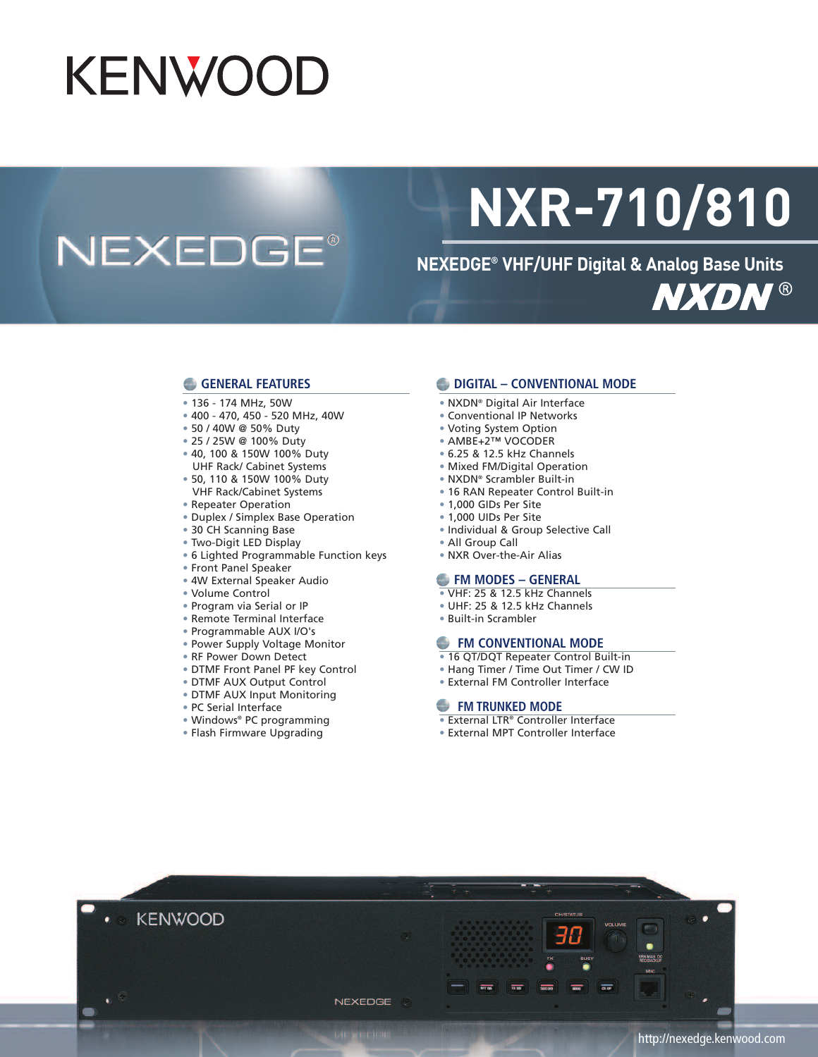KENWOOD

NEXEDGE®

# NXR-710/810

## NEXEDGE® VHF/UHF Digital & Analog Base Units

NXDN®

### GENERAL FEATURES

- 136 - 174 MHz, 50W
- 400 - 470, 450 - 520 MHz, 40W
- 50 / 40W @ 50% Duty
- 25 / 25W @ 100% Duty
- 40, 100 & 150W 100% Duty UHF Rack/ Cabinet Systems
- 50, 110 & 150W 100% Duty VHF Rack/Cabinet Systems
- Repeater Operation
- Duplex / Simplex Base Operation
- 30 CH Scanning Base
- Two-Digit LED Display
- 6 Lighted Programmable Function keys
- Front Panel Speaker
- 4W External Speaker Audio
- Volume Control
- Program via Serial or IP
- Remote Terminal Interface
- Programmable AUX I/O's
- Power Supply Voltage Monitor
- RF Power Down Detect
- DTMF Front Panel PF key Control
- DTMF AUX Output Control
- DTMF AUX Input Monitoring
- PC Serial Interface
- Windows® PC programming
- Flash Firmware Upgrading

### DIGITAL – CONVENTIONAL MODE

- NXDN® Digital Air Interface
- Conventional IP Networks
- Voting System Option
- AMBE+2™ VOCODER
- 6.25 & 12.5 kHz Channels
- Mixed FM/Digital Operation
- NXDN® Scrambler Built-in
- 16 RAN Repeater Control Built-in
- 1,000 GIDs Per Site
- 1,000 UIDs Per Site
- Individual & Group Selective Call
- All Group Call
- NXR Over-the-Air Alias

### FM MODES – GENERAL

- VHF: 25 & 12.5 kHz Channels
- UHF: 25 & 12.5 kHz Channels
- Built-in Scrambler

### FM CONVENTIONAL MODE

- 16 QT/DQT Repeater Control Built-in
- Hang Timer / Time Out Timer / CW ID
- External FM Controller Interface

### FM TRUNKED MODE

- External LTR® Controller Interface
- External MPT Controller Interface

http://nexedge.kenwood.com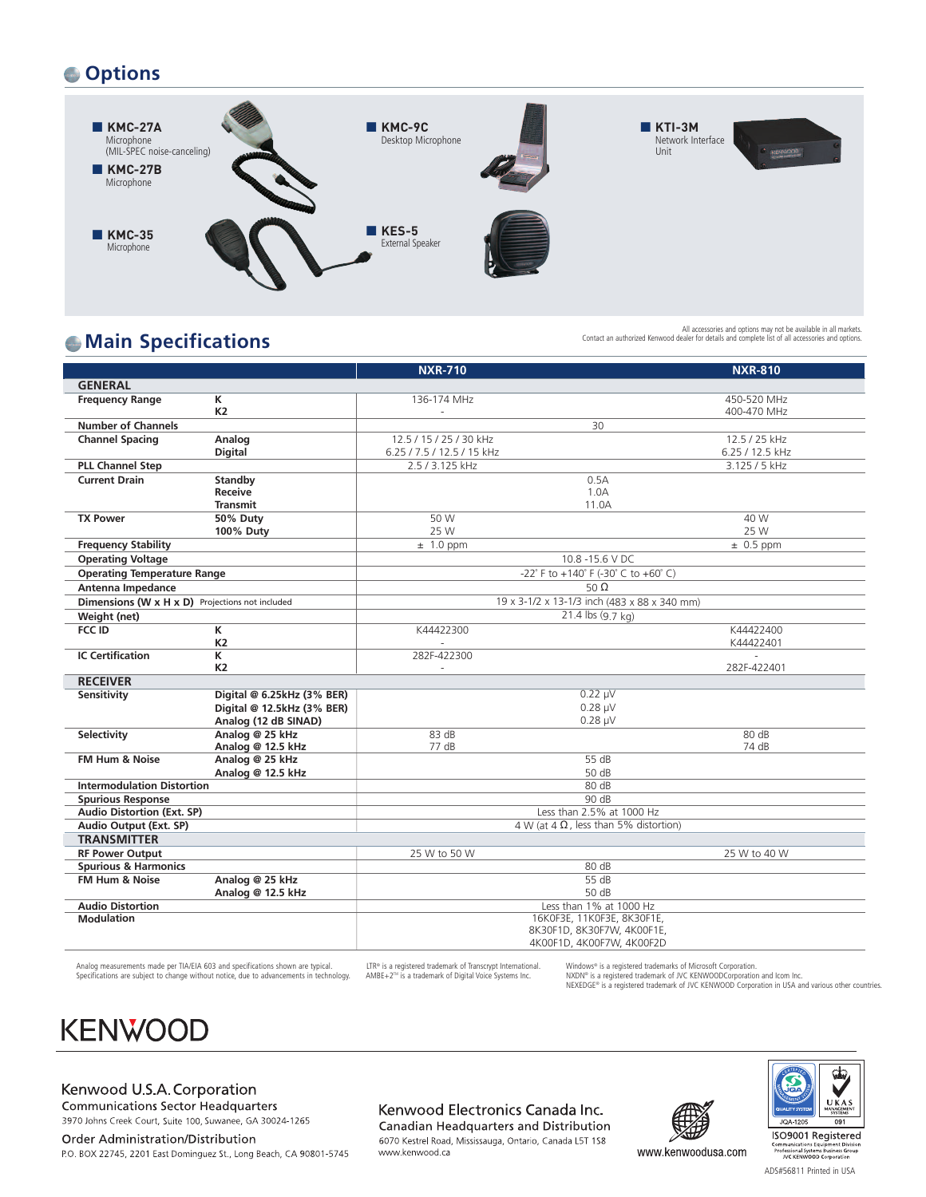## Options

- **KMC-27A**
  Microphone
  (MIL-SPEC noise-canceling)
- **KMC-27B**
  Microphone
- **KMC-35**
  Microphone
- **KMC-9C**
  Desktop Microphone
- **KES-5**
  External Speaker
- **KTI-3M**
  Network Interface Unit

## Main Specifications

All accessories and options may not be available in all markets.
Contact an authorized Kenwood dealer for details and complete list of all accessories and options.

| | | NXR-710 | NXR-810 |
|---|---|---|---|
| **GENERAL** | | | |
| **Frequency Range** | **K** | 136-174 MHz | 450-520 MHz |
| | **K2** | - | 400-470 MHz |
| **Number of Channels** | | 30 | 30 |
| **Channel Spacing** | **Analog** | 12.5 / 15 / 25 / 30 kHz | 12.5 / 25 kHz |
| | **Digital** | 6.25 / 7.5 / 12.5 / 15 kHz | 6.25 / 12.5 kHz |
| **PLL Channel Step** | | 2.5 / 3.125 kHz | 3.125 / 5 kHz |
| **Current Drain** | **Standby** | 0.5A | 0.5A |
| | **Receive** | 1.0A | 1.0A |
| | **Transmit** | 11.0A | 11.0A |
| **TX Power** | **50% Duty** | 50 W | 40 W |
| | **100% Duty** | 25 W | 25 W |
| **Frequency Stability** | | ± 1.0 ppm | ± 0.5 ppm |
| **Operating Voltage** | | 10.8 -15.6 V DC | 10.8 -15.6 V DC |
| **Operating Temperature Range** | | -22° F to +140° F (-30° C to +60° C) | -22° F to +140° F (-30° C to +60° C) |
| **Antenna Impedance** | | 50 Ω | 50 Ω |
| **Dimensions (W x H x D)** Projections not included | | 19 x 3-1/2 x 13-1/3 inch (483 x 88 x 340 mm) | 19 x 3-1/2 x 13-1/3 inch (483 x 88 x 340 mm) |
| **Weight (net)** | | 21.4 lbs (9.7 kg) | 21.4 lbs (9.7 kg) |
| **FCC ID** | **K** | K44422300 | K44422400 |
| | **K2** | - | K44422401 |
| **IC Certification** | **K** | 282F-422300 | - |
| | **K2** | - | 282F-422401 |
| **RECEIVER** | | | |
| **Sensitivity** | **Digital @ 6.25kHz (3% BER)** | 0.22 µV | 0.22 µV |
| | **Digital @ 12.5kHz (3% BER)** | 0.28 µV | 0.28 µV |
| | **Analog (12 dB SINAD)** | 0.28 µV | 0.28 µV |
| **Selectivity** | **Analog @ 25 kHz** | 83 dB | 80 dB |
| | **Analog @ 12.5 kHz** | 77 dB | 74 dB |
| **FM Hum & Noise** | **Analog @ 25 kHz** | 55 dB | 55 dB |
| | **Analog @ 12.5 kHz** | 50 dB | 50 dB |
| **Intermodulation Distortion** | | 80 dB | 80 dB |
| **Spurious Response** | | 90 dB | 90 dB |
| **Audio Distortion (Ext. SP)** | | Less than 2.5% at 1000 Hz | Less than 2.5% at 1000 Hz |
| **Audio Output (Ext. SP)** | | 4 W (at 4 Ω, less than 5% distortion) | 4 W (at 4 Ω, less than 5% distortion) |
| **TRANSMITTER** | | | |
| **RF Power Output** | | 25 W to 50 W | 25 W to 40 W |
| **Spurious & Harmonics** | | 80 dB | 80 dB |
| **FM Hum & Noise** | **Analog @ 25 kHz** | 55 dB | 55 dB |
| | **Analog @ 12.5 kHz** | 50 dB | 50 dB |
| **Audio Distortion** | | Less than 1% at 1000 Hz | Less than 1% at 1000 Hz |
| **Modulation** | | 16K0F3E, 11K0F3E, 8K30F1E, 8K30F1D, 8K30F7W, 4K00F1E, 4K00F1D, 4K00F7W, 4K00F2D | 16K0F3E, 11K0F3E, 8K30F1E, 8K30F1D, 8K30F7W, 4K00F1E, 4K00F1D, 4K00F7W, 4K00F2D |

Analog measurements made per TIA/EIA 603 and specifications shown are typical.
Specifications are subject to change without notice, due to advancements in technology.

LTR® is a registered trademark of Transcrypt International.
AMBE+2™ is a trademark of Digital Voice Systems Inc.

Windows® is a registered trademarks of Microsoft Corporation.
NXDN® is a registered trademark of JVC KENWOODCorporation and Icom Inc.
NEXEDGE® is a registered trademark of JVC KENWOOD Corporation in USA and various other countries.

**KENWOOD**

**Kenwood U.S.A. Corporation**
Communications Sector Headquarters
3970 Johns Creek Court, Suite 100, Suwanee, GA 30024-1265

Order Administration/Distribution
P.O. BOX 22745, 2201 East Dominguez St., Long Beach, CA 90801-5745

**Kenwood Electronics Canada Inc.**
Canadian Headquarters and Distribution
6070 Kestrel Road, Mississauga, Ontario, Canada L5T 1S8
www.kenwood.ca

www.kenwoodusa.com

JQA-1205 091
ISO9001 Registered
Communications Equipment Division
Professional Systems Business Group
JVC KENWOOD Corporation

ADS#56811 Printed in USA